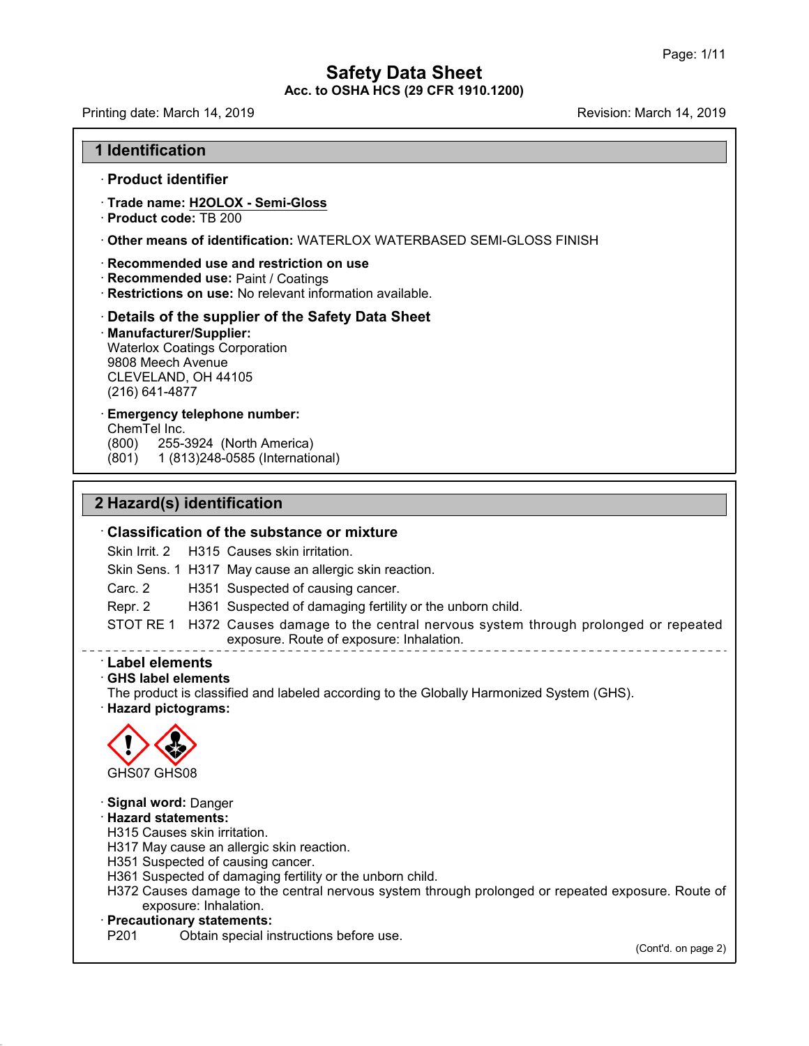# Safety Data Sheet

**Acc. to OSHA HCS (29 CFR 1910.1200)**

Printing date: March 14, 2019 Revision: March 14, 2019

## 1 Identification

### · Product identifier

· **Trade name: H2OLOX - Semi-Gloss**
· **Product code:** TB 200

· **Other means of identification:** WATERLOX WATERBASED SEMI-GLOSS FINISH

· **Recommended use and restriction on use**
· **Recommended use:** Paint / Coatings
· **Restrictions on use:** No relevant information available.

### · Details of the supplier of the Safety Data Sheet

· **Manufacturer/Supplier:**
Waterlox Coatings Corporation
9808 Meech Avenue
CLEVELAND, OH 44105
(216) 641-4877

· **Emergency telephone number:**
ChemTel Inc.
(800) 255-3924 (North America)
(801) 1 (813)248-0585 (International)

## 2 Hazard(s) identification

### · Classification of the substance or mixture

| | | |
|---|---|---|
| Skin Irrit. 2 | H315 | Causes skin irritation. |
| Skin Sens. 1 | H317 | May cause an allergic skin reaction. |
| Carc. 2 | H351 | Suspected of causing cancer. |
| Repr. 2 | H361 | Suspected of damaging fertility or the unborn child. |
| STOT RE 1 | H372 | Causes damage to the central nervous system through prolonged or repeated exposure. Route of exposure: Inhalation. |

### · Label elements

· **GHS label elements**
The product is classified and labeled according to the Globally Harmonized System (GHS).
· **Hazard pictograms:**

GHS07 GHS08

· **Signal word:** Danger
· **Hazard statements:**
H315 Causes skin irritation.
H317 May cause an allergic skin reaction.
H351 Suspected of causing cancer.
H361 Suspected of damaging fertility or the unborn child.
H372 Causes damage to the central nervous system through prolonged or repeated exposure. Route of exposure: Inhalation.
· **Precautionary statements:**
P201 Obtain special instructions before use.

(Cont'd. on page 2)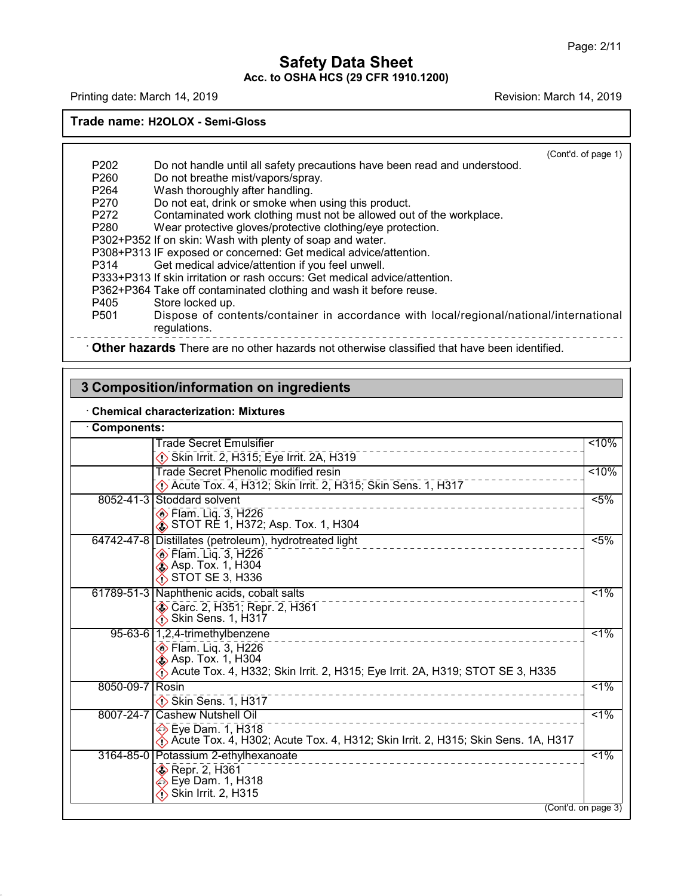(Cont'd. of page 1)

| | |
|---|---|
| P202 | Do not handle until all safety precautions have been read and understood. |
| P260 | Do not breathe mist/vapors/spray. |
| P264 | Wash thoroughly after handling. |
| P270 | Do not eat, drink or smoke when using this product. |
| P272 | Contaminated work clothing must not be allowed out of the workplace. |
| P280 | Wear protective gloves/protective clothing/eye protection. |
| P302+P352 | If on skin: Wash with plenty of soap and water. |
| P308+P313 | IF exposed or concerned: Get medical advice/attention. |
| P314 | Get medical advice/attention if you feel unwell. |
| P333+P313 | If skin irritation or rash occurs: Get medical advice/attention. |
| P362+P364 | Take off contaminated clothing and wash it before reuse. |
| P405 | Store locked up. |
| P501 | Dispose of contents/container in accordance with local/regional/national/international regulations. |

· **Other hazards** There are no other hazards not otherwise classified that have been identified.

## 3 Composition/information on ingredients

· **Chemical characterization: Mixtures**

· **Components:**

| CAS | Component / Classification | Conc. |
|---|---|---|
| | Trade Secret Emulsifier<br>Skin Irrit. 2, H315; Eye Irrit. 2A, H319 | <10% |
| | Trade Secret Phenolic modified resin<br>Acute Tox. 4, H312; Skin Irrit. 2, H315; Skin Sens. 1, H317 | <10% |
| 8052-41-3 | Stoddard solvent<br>Flam. Liq. 3, H226<br>STOT RE 1, H372; Asp. Tox. 1, H304 | <5% |
| 64742-47-8 | Distillates (petroleum), hydrotreated light<br>Flam. Liq. 3, H226<br>Asp. Tox. 1, H304<br>STOT SE 3, H336 | <5% |
| 61789-51-3 | Naphthenic acids, cobalt salts<br>Carc. 2, H351; Repr. 2, H361<br>Skin Sens. 1, H317 | <1% |
| 95-63-6 | 1,2,4-trimethylbenzene<br>Flam. Liq. 3, H226<br>Asp. Tox. 1, H304<br>Acute Tox. 4, H332; Skin Irrit. 2, H315; Eye Irrit. 2A, H319; STOT SE 3, H335 | <1% |
| 8050-09-7 | Rosin<br>Skin Sens. 1, H317 | <1% |
| 8007-24-7 | Cashew Nutshell Oil<br>Eye Dam. 1, H318<br>Acute Tox. 4, H302; Acute Tox. 4, H312; Skin Irrit. 2, H315; Skin Sens. 1A, H317 | <1% |
| 3164-85-0 | Potassium 2-ethylhexanoate<br>Repr. 2, H361<br>Eye Dam. 1, H318<br>Skin Irrit. 2, H315 | <1% |

(Cont'd. on page 3)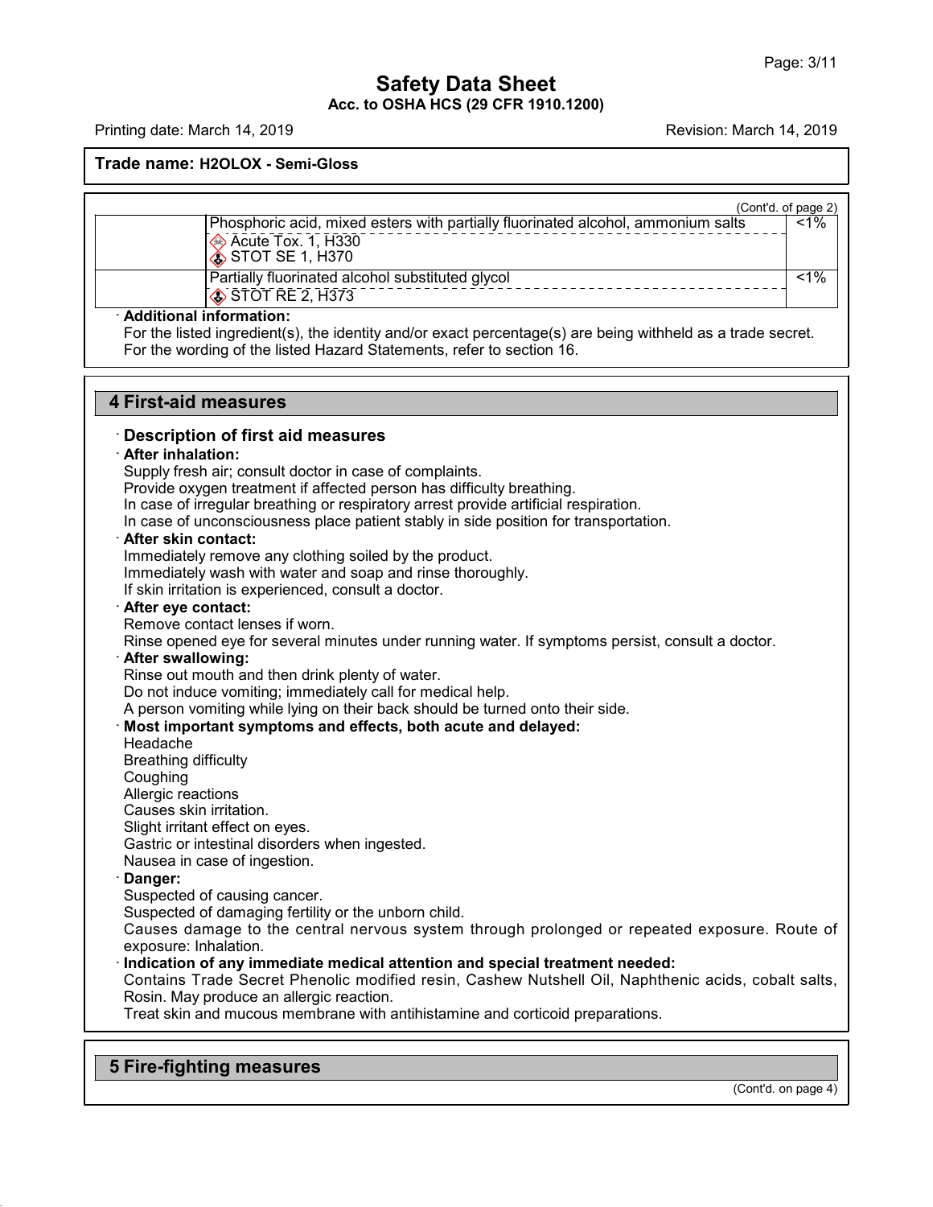# Safety Data Sheet

**Acc. to OSHA HCS (29 CFR 1910.1200)**

Printing date: March 14, 2019 Revision: March 14, 2019

**Trade name: H2OLOX - Semi-Gloss**

(Cont'd. of page 2)

| | | |
|---|---|---|
| | Phosphoric acid, mixed esters with partially fluorinated alcohol, ammonium salts<br>Acute Tox. 1, H330<br>STOT SE 1, H370 | <1% |
| | Partially fluorinated alcohol substituted glycol<br>STOT RE 2, H373 | <1% |

· **Additional information:**
For the listed ingredient(s), the identity and/or exact percentage(s) are being withheld as a trade secret.
For the wording of the listed Hazard Statements, refer to section 16.

## 4 First-aid measures

### · Description of first aid measures

· **After inhalation:**
Supply fresh air; consult doctor in case of complaints.
Provide oxygen treatment if affected person has difficulty breathing.
In case of irregular breathing or respiratory arrest provide artificial respiration.
In case of unconsciousness place patient stably in side position for transportation.

· **After skin contact:**
Immediately remove any clothing soiled by the product.
Immediately wash with water and soap and rinse thoroughly.
If skin irritation is experienced, consult a doctor.

· **After eye contact:**
Remove contact lenses if worn.
Rinse opened eye for several minutes under running water. If symptoms persist, consult a doctor.

· **After swallowing:**
Rinse out mouth and then drink plenty of water.
Do not induce vomiting; immediately call for medical help.
A person vomiting while lying on their back should be turned onto their side.

· **Most important symptoms and effects, both acute and delayed:**
Headache
Breathing difficulty
Coughing
Allergic reactions
Causes skin irritation.
Slight irritant effect on eyes.
Gastric or intestinal disorders when ingested.
Nausea in case of ingestion.

· **Danger:**
Suspected of causing cancer.
Suspected of damaging fertility or the unborn child.
Causes damage to the central nervous system through prolonged or repeated exposure. Route of exposure: Inhalation.

· **Indication of any immediate medical attention and special treatment needed:**
Contains Trade Secret Phenolic modified resin, Cashew Nutshell Oil, Naphthenic acids, cobalt salts, Rosin. May produce an allergic reaction.
Treat skin and mucous membrane with antihistamine and corticoid preparations.

## 5 Fire-fighting measures

(Cont'd. on page 4)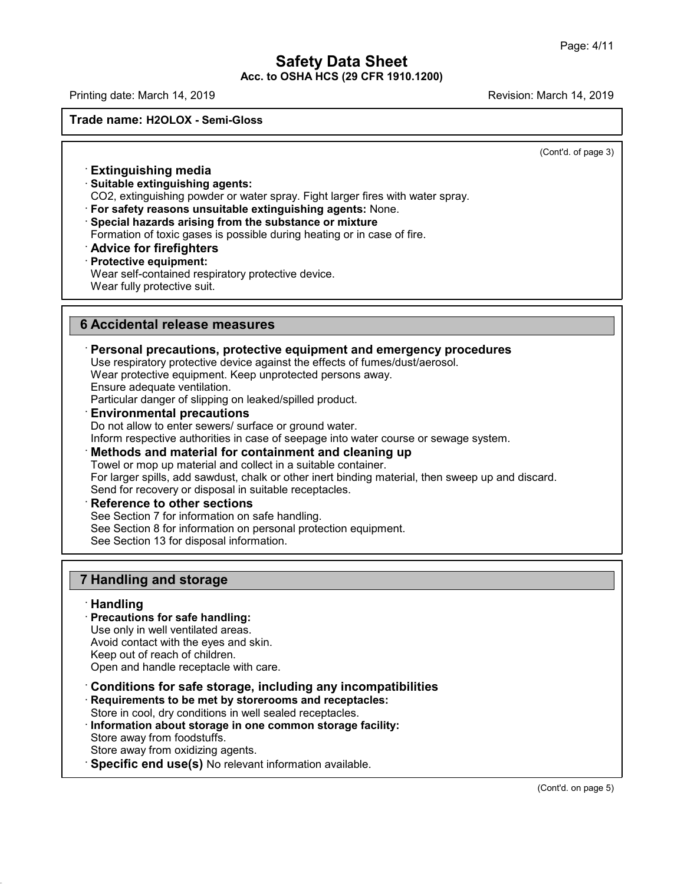(Cont'd. of page 3)

· **Extinguishing media**

· **Suitable extinguishing agents:**
CO2, extinguishing powder or water spray. Fight larger fires with water spray.

· **For safety reasons unsuitable extinguishing agents:** None.

· **Special hazards arising from the substance or mixture**
Formation of toxic gases is possible during heating or in case of fire.

· **Advice for firefighters**

· **Protective equipment:**
Wear self-contained respiratory protective device.
Wear fully protective suit.

## 6 Accidental release measures

· **Personal precautions, protective equipment and emergency procedures**
Use respiratory protective device against the effects of fumes/dust/aerosol.
Wear protective equipment. Keep unprotected persons away.
Ensure adequate ventilation.
Particular danger of slipping on leaked/spilled product.

· **Environmental precautions**
Do not allow to enter sewers/ surface or ground water.
Inform respective authorities in case of seepage into water course or sewage system.

· **Methods and material for containment and cleaning up**
Towel or mop up material and collect in a suitable container.
For larger spills, add sawdust, chalk or other inert binding material, then sweep up and discard.
Send for recovery or disposal in suitable receptacles.

· **Reference to other sections**
See Section 7 for information on safe handling.
See Section 8 for information on personal protection equipment.
See Section 13 for disposal information.

## 7 Handling and storage

· **Handling**

· **Precautions for safe handling:**
Use only in well ventilated areas.
Avoid contact with the eyes and skin.
Keep out of reach of children.
Open and handle receptacle with care.

· **Conditions for safe storage, including any incompatibilities**

· **Requirements to be met by storerooms and receptacles:**
Store in cool, dry conditions in well sealed receptacles.

· **Information about storage in one common storage facility:**
Store away from foodstuffs.
Store away from oxidizing agents.

· **Specific end use(s)** No relevant information available.

(Cont'd. on page 5)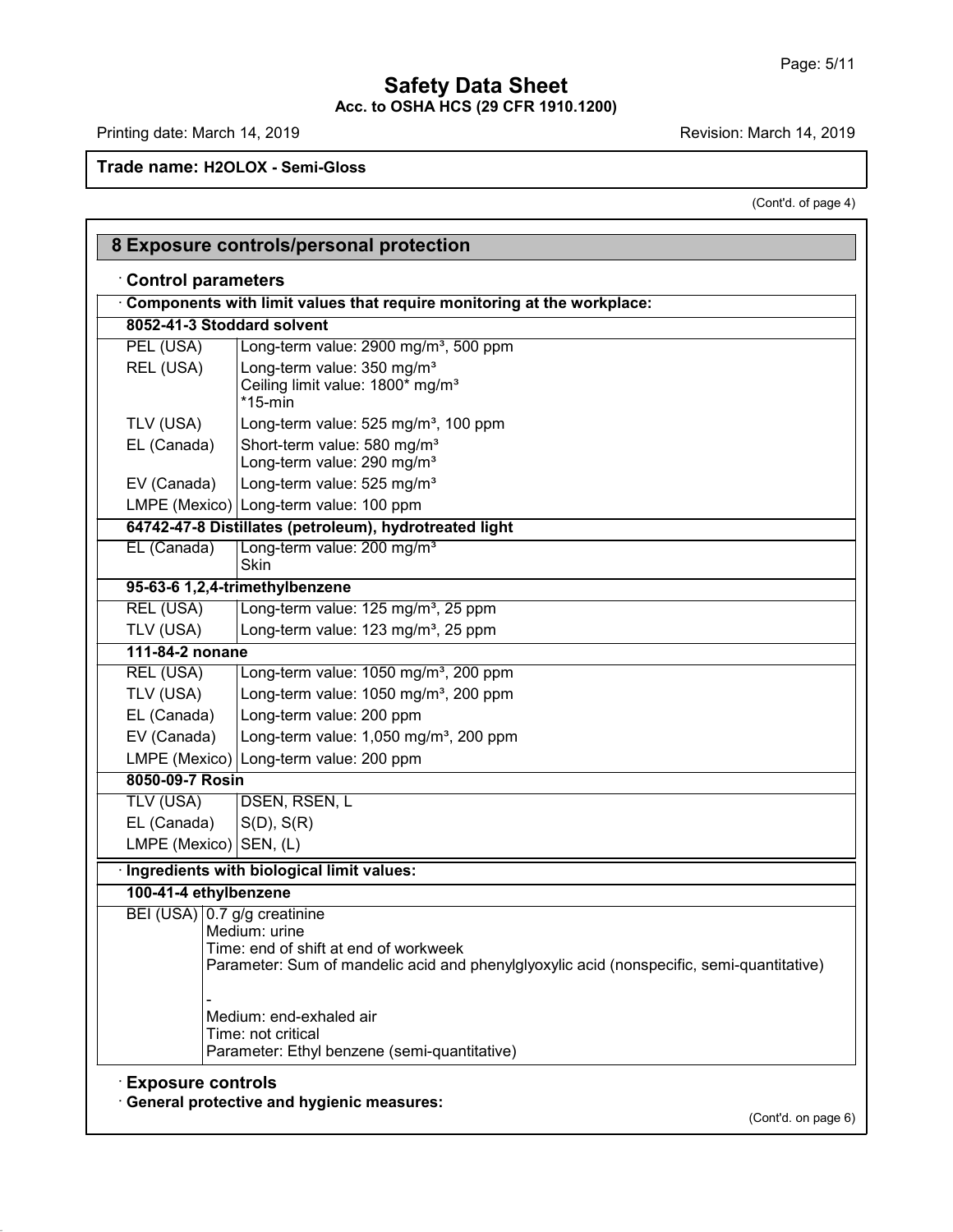**Trade name: H2OLOX - Semi-Gloss**

(Cont'd. of page 4)

## 8 Exposure controls/personal protection

### · Control parameters

**· Components with limit values that require monitoring at the workplace:**

| **8052-41-3 Stoddard solvent** | |
|---|---|
| PEL (USA) | Long-term value: 2900 mg/m³, 500 ppm |
| REL (USA) | Long-term value: 350 mg/m³<br>Ceiling limit value: 1800* mg/m³<br>*15-min |
| TLV (USA) | Long-term value: 525 mg/m³, 100 ppm |
| EL (Canada) | Short-term value: 580 mg/m³<br>Long-term value: 290 mg/m³ |
| EV (Canada) | Long-term value: 525 mg/m³ |
| LMPE (Mexico) | Long-term value: 100 ppm |
| **64742-47-8 Distillates (petroleum), hydrotreated light** | |
| EL (Canada) | Long-term value: 200 mg/m³<br>Skin |
| **95-63-6 1,2,4-trimethylbenzene** | |
| REL (USA) | Long-term value: 125 mg/m³, 25 ppm |
| TLV (USA) | Long-term value: 123 mg/m³, 25 ppm |
| **111-84-2 nonane** | |
| REL (USA) | Long-term value: 1050 mg/m³, 200 ppm |
| TLV (USA) | Long-term value: 1050 mg/m³, 200 ppm |
| EL (Canada) | Long-term value: 200 ppm |
| EV (Canada) | Long-term value: 1,050 mg/m³, 200 ppm |
| LMPE (Mexico) | Long-term value: 200 ppm |
| **8050-09-7 Rosin** | |
| TLV (USA) | DSEN, RSEN, L |
| EL (Canada) | S(D), S(R) |
| LMPE (Mexico) | SEN, (L) |

**· Ingredients with biological limit values:**

| **100-41-4 ethylbenzene** | |
|---|---|
| BEI (USA) | 0.7 g/g creatinine<br>Medium: urine<br>Time: end of shift at end of workweek<br>Parameter: Sum of mandelic acid and phenylglyoxylic acid (nonspecific, semi-quantitative)<br><br>-<br>Medium: end-exhaled air<br>Time: not critical<br>Parameter: Ethyl benzene (semi-quantitative) |

### · Exposure controls

**· General protective and hygienic measures:**

(Cont'd. on page 6)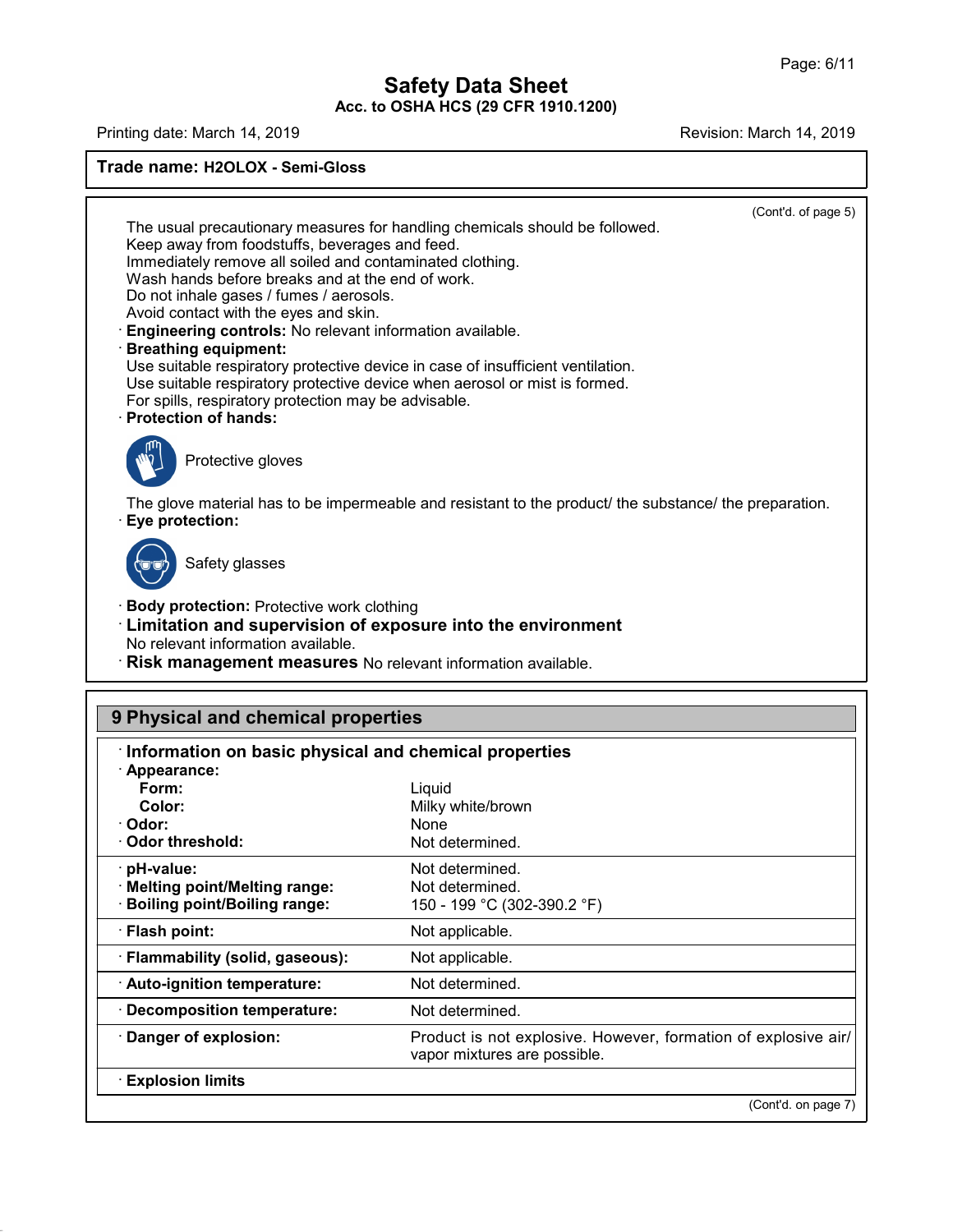Trade name: **H2OLOX - Semi-Gloss**

(Cont'd. of page 5)

The usual precautionary measures for handling chemicals should be followed.
Keep away from foodstuffs, beverages and feed.
Immediately remove all soiled and contaminated clothing.
Wash hands before breaks and at the end of work.
Do not inhale gases / fumes / aerosols.
Avoid contact with the eyes and skin.

· **Engineering controls:** No relevant information available.

· **Breathing equipment:**
Use suitable respiratory protective device in case of insufficient ventilation.
Use suitable respiratory protective device when aerosol or mist is formed.
For spills, respiratory protection may be advisable.

· **Protection of hands:**

Protective gloves

The glove material has to be impermeable and resistant to the product/ the substance/ the preparation.

· **Eye protection:**

Safety glasses

· **Body protection:** Protective work clothing

· **Limitation and supervision of exposure into the environment**
No relevant information available.

· **Risk management measures** No relevant information available.

## 9 Physical and chemical properties

· **Information on basic physical and chemical properties**

| Property | Value |
|---|---|
| · **Appearance:** | |
| **Form:** | Liquid |
| **Color:** | Milky white/brown |
| · **Odor:** | None |
| · **Odor threshold:** | Not determined. |
| · **pH-value:** | Not determined. |
| · **Melting point/Melting range:** | Not determined. |
| · **Boiling point/Boiling range:** | 150 - 199 °C (302-390.2 °F) |
| · **Flash point:** | Not applicable. |
| · **Flammability (solid, gaseous):** | Not applicable. |
| · **Auto-ignition temperature:** | Not determined. |
| · **Decomposition temperature:** | Not determined. |
| · **Danger of explosion:** | Product is not explosive. However, formation of explosive air/ vapor mixtures are possible. |
| · **Explosion limits** | |

(Cont'd. on page 7)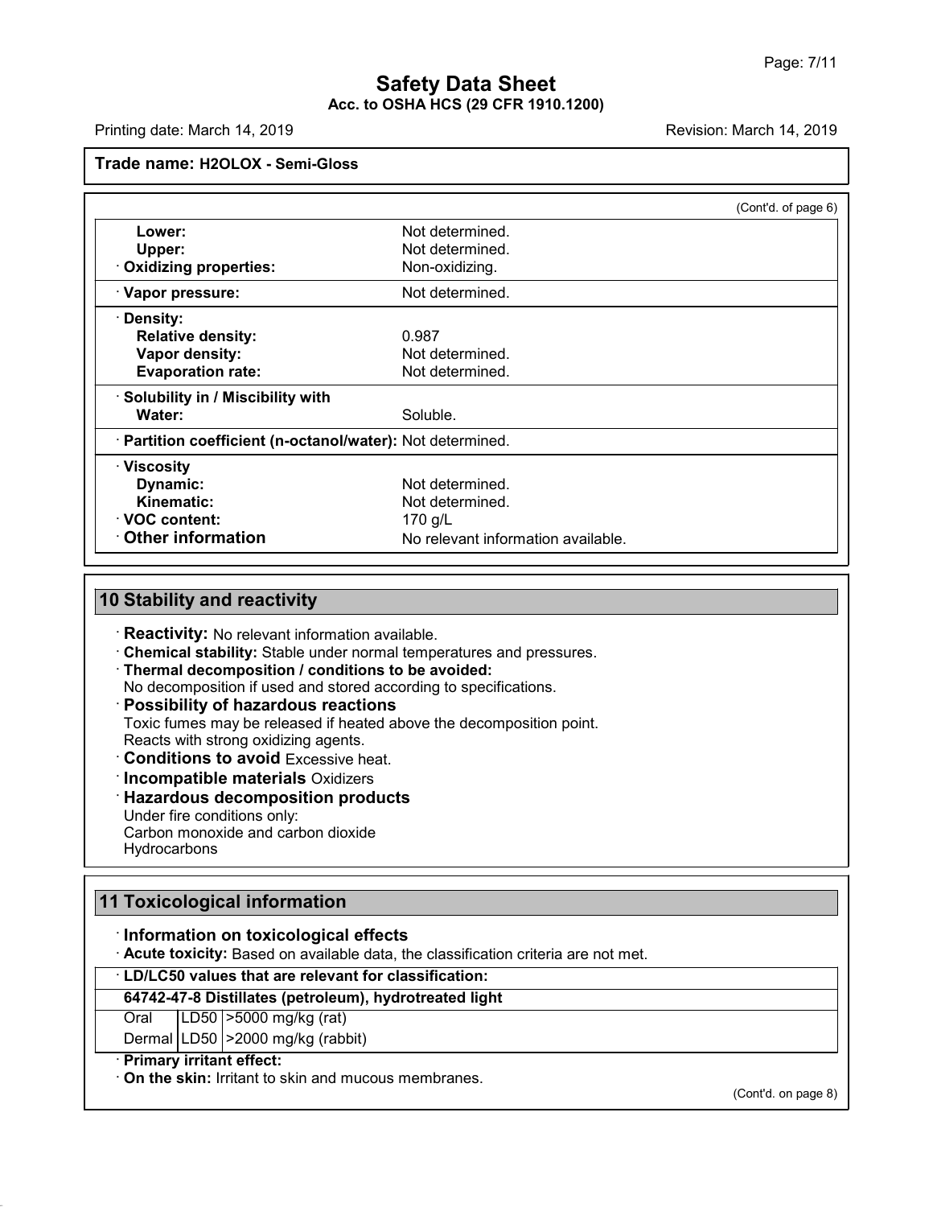**Trade name: H2OLOX - Semi-Gloss**

(Cont'd. of page 6)

| | |
|---|---|
| **Lower:** | Not determined. |
| **Upper:** | Not determined. |
| · **Oxidizing properties:** | Non-oxidizing. |
| · **Vapor pressure:** | Not determined. |
| · **Density:** | |
| **Relative density:** | 0.987 |
| **Vapor density:** | Not determined. |
| **Evaporation rate:** | Not determined. |
| · **Solubility in / Miscibility with** | |
| **Water:** | Soluble. |
| · **Partition coefficient (n-octanol/water):** | Not determined. |
| · **Viscosity** | |
| **Dynamic:** | Not determined. |
| **Kinematic:** | Not determined. |
| · **VOC content:** | 170 g/L |
| · **Other information** | No relevant information available. |

## 10 Stability and reactivity

· **Reactivity:** No relevant information available.
· **Chemical stability:** Stable under normal temperatures and pressures.
· **Thermal decomposition / conditions to be avoided:**
No decomposition if used and stored according to specifications.
· **Possibility of hazardous reactions**
Toxic fumes may be released if heated above the decomposition point.
Reacts with strong oxidizing agents.
· **Conditions to avoid** Excessive heat.
· **Incompatible materials** Oxidizers
· **Hazardous decomposition products**
Under fire conditions only:
Carbon monoxide and carbon dioxide
Hydrocarbons

## 11 Toxicological information

· **Information on toxicological effects**
· **Acute toxicity:** Based on available data, the classification criteria are not met.

| · **LD/LC50 values that are relevant for classification:** | | |
|---|---|---|
| **64742-47-8 Distillates (petroleum), hydrotreated light** | | |
| Oral | LD50 | >5000 mg/kg (rat) |
| Dermal | LD50 | >2000 mg/kg (rabbit) |

· **Primary irritant effect:**
· **On the skin:** Irritant to skin and mucous membranes.

(Cont'd. on page 8)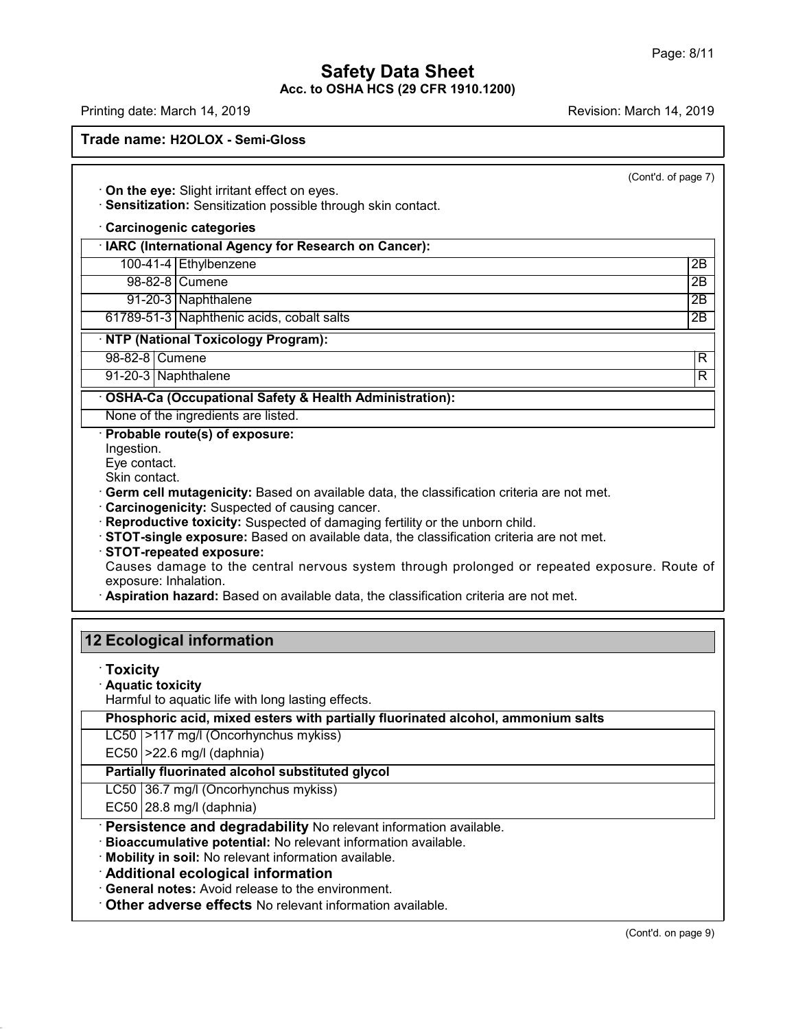(Cont'd. of page 7)

· **On the eye:** Slight irritant effect on eyes.
· **Sensitization:** Sensitization possible through skin contact.

· **Carcinogenic categories**

| · IARC (International Agency for Research on Cancer): | | |
|---|---|---|
| 100-41-4 | Ethylbenzene | 2B |
| 98-82-8 | Cumene | 2B |
| 91-20-3 | Naphthalene | 2B |
| 61789-51-3 | Naphthenic acids, cobalt salts | 2B |

| · NTP (National Toxicology Program): | | |
|---|---|---|
| 98-82-8 | Cumene | R |
| 91-20-3 | Naphthalene | R |

| · OSHA-Ca (Occupational Safety & Health Administration): |
|---|
| None of the ingredients are listed. |

· **Probable route(s) of exposure:**
Ingestion.
Eye contact.
Skin contact.

· **Germ cell mutagenicity:** Based on available data, the classification criteria are not met.
· **Carcinogenicity:** Suspected of causing cancer.
· **Reproductive toxicity:** Suspected of damaging fertility or the unborn child.
· **STOT-single exposure:** Based on available data, the classification criteria are not met.
· **STOT-repeated exposure:**
Causes damage to the central nervous system through prolonged or repeated exposure. Route of exposure: Inhalation.
· **Aspiration hazard:** Based on available data, the classification criteria are not met.

## 12 Ecological information

· **Toxicity**
· **Aquatic toxicity**
Harmful to aquatic life with long lasting effects.

| Phosphoric acid, mixed esters with partially fluorinated alcohol, ammonium salts | |
|---|---|
| LC50 | >117 mg/l (Oncorhynchus mykiss) |
| EC50 | >22.6 mg/l (daphnia) |
| **Partially fluorinated alcohol substituted glycol** | |
| LC50 | 36.7 mg/l (Oncorhynchus mykiss) |
| EC50 | 28.8 mg/l (daphnia) |

· **Persistence and degradability** No relevant information available.
· **Bioaccumulative potential:** No relevant information available.
· **Mobility in soil:** No relevant information available.
· **Additional ecological information**
· **General notes:** Avoid release to the environment.
· **Other adverse effects** No relevant information available.

(Cont'd. on page 9)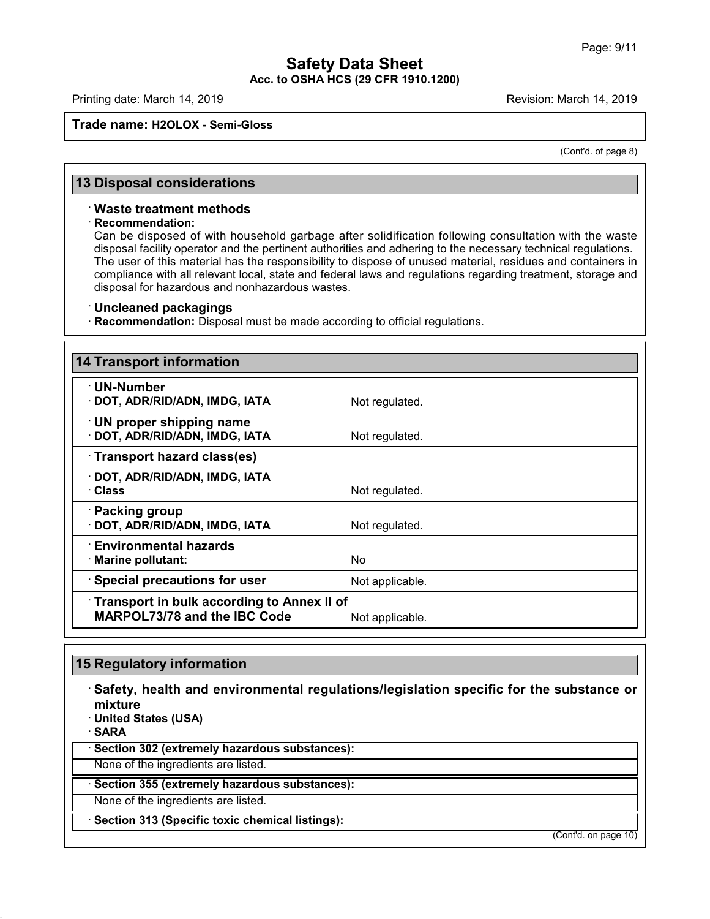(Cont'd. of page 8)

## 13 Disposal considerations

### · Waste treatment methods

· **Recommendation:**
Can be disposed of with household garbage after solidification following consultation with the waste disposal facility operator and the pertinent authorities and adhering to the necessary technical regulations.
The user of this material has the responsibility to dispose of unused material, residues and containers in compliance with all relevant local, state and federal laws and regulations regarding treatment, storage and disposal for hazardous and nonhazardous wastes.

### · Uncleaned packagings

· **Recommendation:** Disposal must be made according to official regulations.

## 14 Transport information

| | |
|---|---|
| **· UN-Number** | |
| **· DOT, ADR/RID/ADN, IMDG, IATA** | Not regulated. |
| **· UN proper shipping name** | |
| **· DOT, ADR/RID/ADN, IMDG, IATA** | Not regulated. |
| **· Transport hazard class(es)** | |
| **· DOT, ADR/RID/ADN, IMDG, IATA** | |
| **· Class** | Not regulated. |
| **· Packing group** | |
| **· DOT, ADR/RID/ADN, IMDG, IATA** | Not regulated. |
| **· Environmental hazards** | |
| **· Marine pollutant:** | No |
| **· Special precautions for user** | Not applicable. |
| **· Transport in bulk according to Annex II of MARPOL73/78 and the IBC Code** | Not applicable. |

## 15 Regulatory information

### · Safety, health and environmental regulations/legislation specific for the substance or mixture

· **United States (USA)**

· **SARA**

· **Section 302 (extremely hazardous substances):**

None of the ingredients are listed.

· **Section 355 (extremely hazardous substances):**

None of the ingredients are listed.

· **Section 313 (Specific toxic chemical listings):**

(Cont'd. on page 10)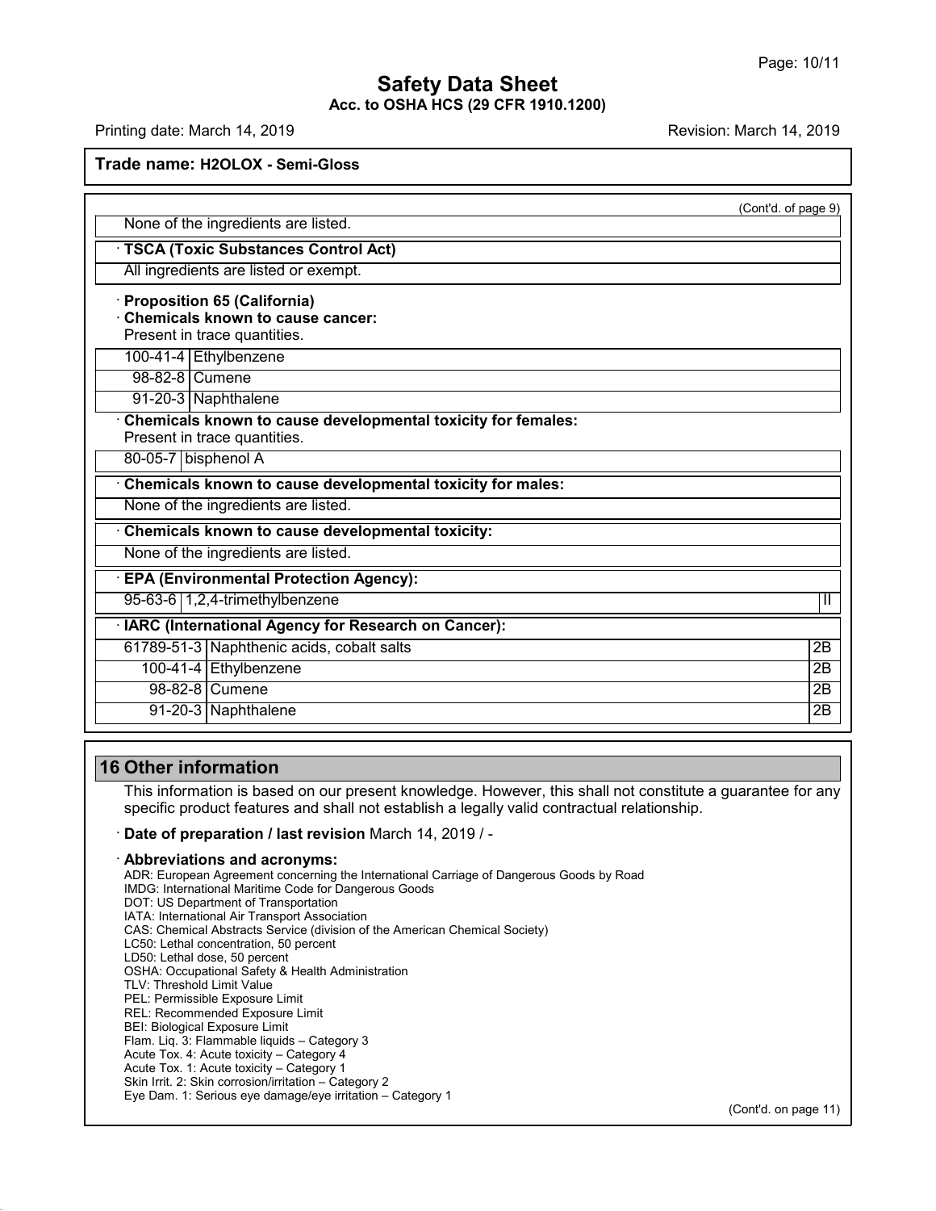**Trade name: H2OLOX - Semi-Gloss**

(Cont'd. of page 9)

None of the ingredients are listed.

· **TSCA (Toxic Substances Control Act)**

All ingredients are listed or exempt.

· **Proposition 65 (California)**

· **Chemicals known to cause cancer:**

Present in trace quantities.

| | |
|---|---|
| 100-41-4 | Ethylbenzene |
| 98-82-8 | Cumene |
| 91-20-3 | Naphthalene |

· **Chemicals known to cause developmental toxicity for females:**

Present in trace quantities.

| | |
|---|---|
| 80-05-7 | bisphenol A |

· **Chemicals known to cause developmental toxicity for males:**

None of the ingredients are listed.

· **Chemicals known to cause developmental toxicity:**

None of the ingredients are listed.

· **EPA (Environmental Protection Agency):**

| | | |
|---|---|---|
| 95-63-6 | 1,2,4-trimethylbenzene | II |

· **IARC (International Agency for Research on Cancer):**

| | | |
|---|---|---|
| 61789-51-3 | Naphthenic acids, cobalt salts | 2B |
| 100-41-4 | Ethylbenzene | 2B |
| 98-82-8 | Cumene | 2B |
| 91-20-3 | Naphthalene | 2B |

## 16 Other information

This information is based on our present knowledge. However, this shall not constitute a guarantee for any specific product features and shall not establish a legally valid contractual relationship.

· **Date of preparation / last revision** March 14, 2019 / -

· **Abbreviations and acronyms:**

ADR: European Agreement concerning the International Carriage of Dangerous Goods by Road
IMDG: International Maritime Code for Dangerous Goods
DOT: US Department of Transportation
IATA: International Air Transport Association
CAS: Chemical Abstracts Service (division of the American Chemical Society)
LC50: Lethal concentration, 50 percent
LD50: Lethal dose, 50 percent
OSHA: Occupational Safety & Health Administration
TLV: Threshold Limit Value
PEL: Permissible Exposure Limit
REL: Recommended Exposure Limit
BEI: Biological Exposure Limit
Flam. Liq. 3: Flammable liquids – Category 3
Acute Tox. 4: Acute toxicity – Category 4
Acute Tox. 1: Acute toxicity – Category 1
Skin Irrit. 2: Skin corrosion/irritation – Category 2
Eye Dam. 1: Serious eye damage/eye irritation – Category 1

(Cont'd. on page 11)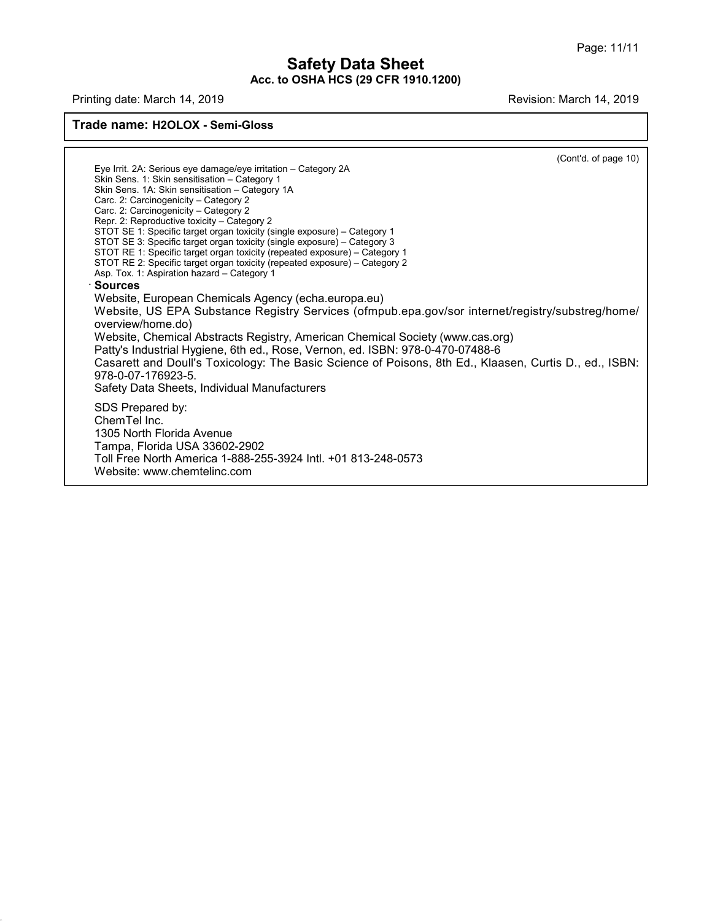**Safety Data Sheet**
**Acc. to OSHA HCS (29 CFR 1910.1200)**

Printing date: March 14, 2019 Revision: March 14, 2019

**Trade name: H2OLOX - Semi-Gloss**

(Cont'd. of page 10)

Eye Irrit. 2A: Serious eye damage/eye irritation – Category 2A
Skin Sens. 1: Skin sensitisation – Category 1
Skin Sens. 1A: Skin sensitisation – Category 1A
Carc. 2: Carcinogenicity – Category 2
Carc. 2: Carcinogenicity – Category 2
Repr. 2: Reproductive toxicity – Category 2
STOT SE 1: Specific target organ toxicity (single exposure) – Category 1
STOT SE 3: Specific target organ toxicity (single exposure) – Category 3
STOT RE 1: Specific target organ toxicity (repeated exposure) – Category 1
STOT RE 2: Specific target organ toxicity (repeated exposure) – Category 2
Asp. Tox. 1: Aspiration hazard – Category 1

· **Sources**

Website, European Chemicals Agency (echa.europa.eu)
Website, US EPA Substance Registry Services (ofmpub.epa.gov/sor internet/registry/substreg/home/overview/home.do)
Website, Chemical Abstracts Registry, American Chemical Society (www.cas.org)
Patty's Industrial Hygiene, 6th ed., Rose, Vernon, ed. ISBN: 978-0-470-07488-6
Casarett and Doull's Toxicology: The Basic Science of Poisons, 8th Ed., Klaasen, Curtis D., ed., ISBN: 978-0-07-176923-5.
Safety Data Sheets, Individual Manufacturers

SDS Prepared by:
ChemTel Inc.
1305 North Florida Avenue
Tampa, Florida USA 33602-2902
Toll Free North America 1-888-255-3924 Intl. +01 813-248-0573
Website: www.chemtelinc.com